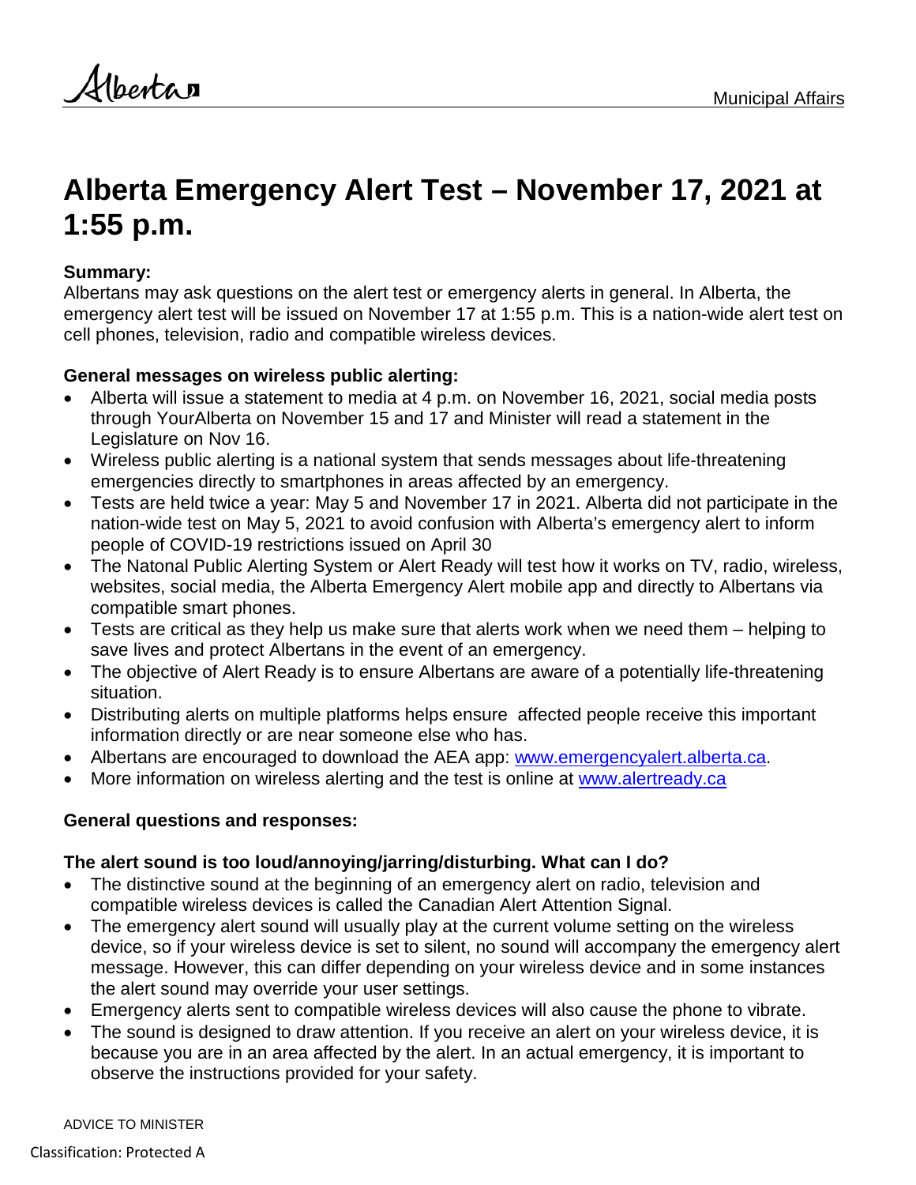# Alberta Emergency Alert Test – November 17, 2021 at 1:55 p.m.

**Summary:**
Albertans may ask questions on the alert test or emergency alerts in general. In Alberta, the emergency alert test will be issued on November 17 at 1:55 p.m. This is a nation-wide alert test on cell phones, television, radio and compatible wireless devices.

**General messages on wireless public alerting:**

- Alberta will issue a statement to media at 4 p.m. on November 16, 2021, social media posts through YourAlberta on November 15 and 17 and Minister will read a statement in the Legislature on Nov 16.
- Wireless public alerting is a national system that sends messages about life-threatening emergencies directly to smartphones in areas affected by an emergency.
- Tests are held twice a year: May 5 and November 17 in 2021. Alberta did not participate in the nation-wide test on May 5, 2021 to avoid confusion with Alberta's emergency alert to inform people of COVID-19 restrictions issued on April 30
- The Natonal Public Alerting System or Alert Ready will test how it works on TV, radio, wireless, websites, social media, the Alberta Emergency Alert mobile app and directly to Albertans via compatible smart phones.
- Tests are critical as they help us make sure that alerts work when we need them – helping to save lives and protect Albertans in the event of an emergency.
- The objective of Alert Ready is to ensure Albertans are aware of a potentially life-threatening situation.
- Distributing alerts on multiple platforms helps ensure affected people receive this important information directly or are near someone else who has.
- Albertans are encouraged to download the AEA app: [www.emergencyalert.alberta.ca](http://www.emergencyalert.alberta.ca).
- More information on wireless alerting and the test is online at [www.alertready.ca](http://www.alertready.ca)

**General questions and responses:**

**The alert sound is too loud/annoying/jarring/disturbing. What can I do?**

- The distinctive sound at the beginning of an emergency alert on radio, television and compatible wireless devices is called the Canadian Alert Attention Signal.
- The emergency alert sound will usually play at the current volume setting on the wireless device, so if your wireless device is set to silent, no sound will accompany the emergency alert message. However, this can differ depending on your wireless device and in some instances the alert sound may override your user settings.
- Emergency alerts sent to compatible wireless devices will also cause the phone to vibrate.
- The sound is designed to draw attention. If you receive an alert on your wireless device, it is because you are in an area affected by the alert. In an actual emergency, it is important to observe the instructions provided for your safety.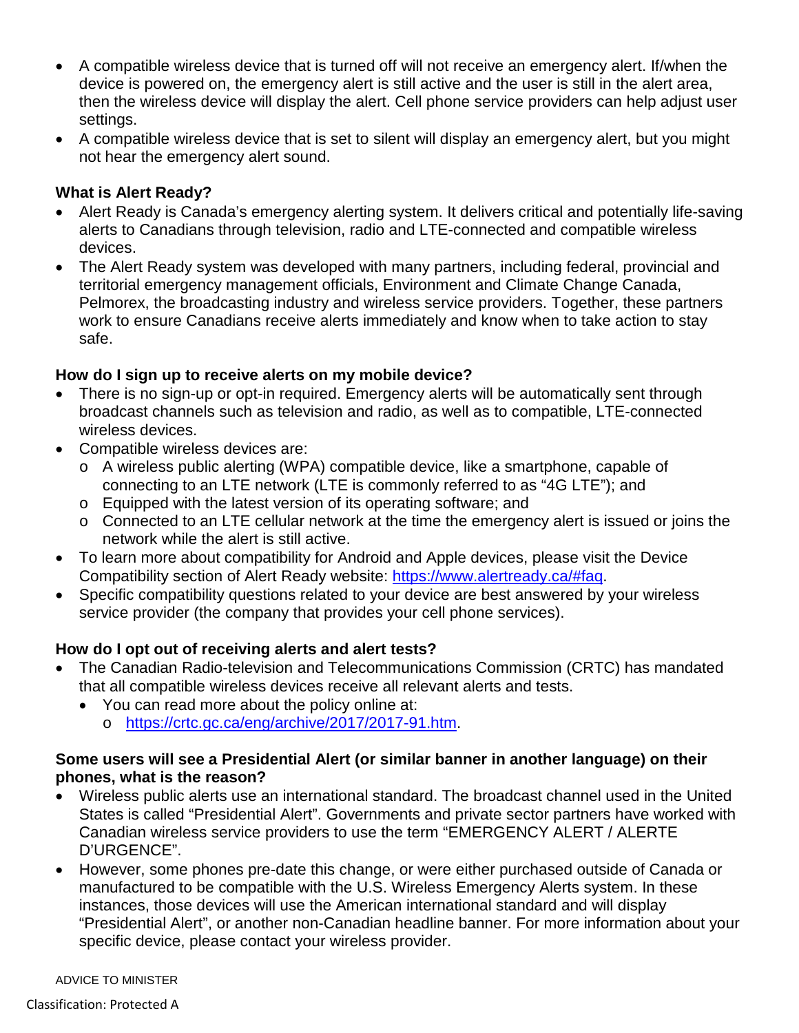- A compatible wireless device that is turned off will not receive an emergency alert. If/when the device is powered on, the emergency alert is still active and the user is still in the alert area, then the wireless device will display the alert. Cell phone service providers can help adjust user settings.
- A compatible wireless device that is set to silent will display an emergency alert, but you might not hear the emergency alert sound.

**What is Alert Ready?**

- Alert Ready is Canada's emergency alerting system. It delivers critical and potentially life-saving alerts to Canadians through television, radio and LTE-connected and compatible wireless devices.
- The Alert Ready system was developed with many partners, including federal, provincial and territorial emergency management officials, Environment and Climate Change Canada, Pelmorex, the broadcasting industry and wireless service providers. Together, these partners work to ensure Canadians receive alerts immediately and know when to take action to stay safe.

**How do I sign up to receive alerts on my mobile device?**

- There is no sign-up or opt-in required. Emergency alerts will be automatically sent through broadcast channels such as television and radio, as well as to compatible, LTE-connected wireless devices.
- Compatible wireless devices are:
  - A wireless public alerting (WPA) compatible device, like a smartphone, capable of connecting to an LTE network (LTE is commonly referred to as "4G LTE"); and
  - Equipped with the latest version of its operating software; and
  - Connected to an LTE cellular network at the time the emergency alert is issued or joins the network while the alert is still active.
- To learn more about compatibility for Android and Apple devices, please visit the Device Compatibility section of Alert Ready website: https://www.alertready.ca/#faq.
- Specific compatibility questions related to your device are best answered by your wireless service provider (the company that provides your cell phone services).

**How do I opt out of receiving alerts and alert tests?**

- The Canadian Radio-television and Telecommunications Commission (CRTC) has mandated that all compatible wireless devices receive all relevant alerts and tests.
  - You can read more about the policy online at:
    - https://crtc.gc.ca/eng/archive/2017/2017-91.htm.

**Some users will see a Presidential Alert (or similar banner in another language) on their phones, what is the reason?**

- Wireless public alerts use an international standard. The broadcast channel used in the United States is called "Presidential Alert". Governments and private sector partners have worked with Canadian wireless service providers to use the term "EMERGENCY ALERT / ALERTE D'URGENCE".
- However, some phones pre-date this change, or were either purchased outside of Canada or manufactured to be compatible with the U.S. Wireless Emergency Alerts system. In these instances, those devices will use the American international standard and will display "Presidential Alert", or another non-Canadian headline banner. For more information about your specific device, please contact your wireless provider.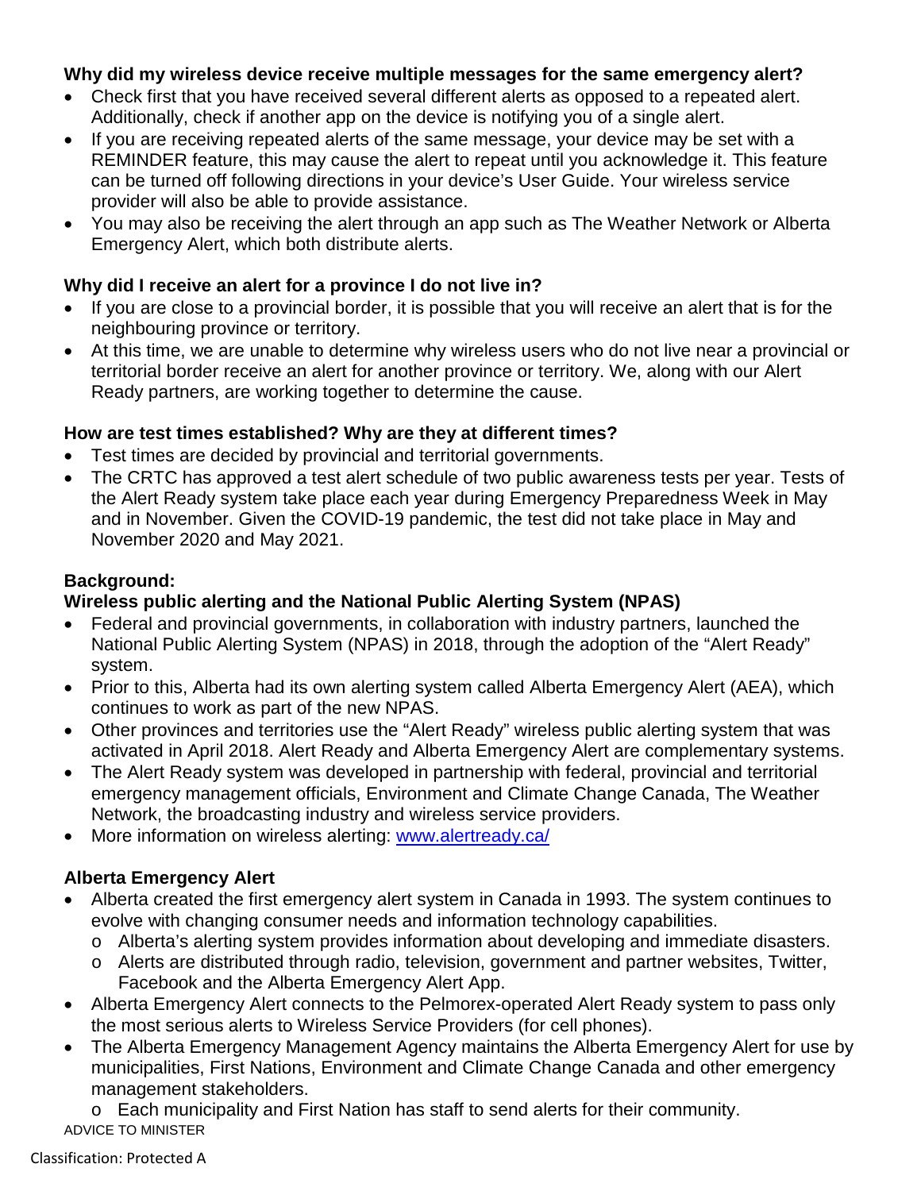**Why did my wireless device receive multiple messages for the same emergency alert?**

- Check first that you have received several different alerts as opposed to a repeated alert. Additionally, check if another app on the device is notifying you of a single alert.
- If you are receiving repeated alerts of the same message, your device may be set with a REMINDER feature, this may cause the alert to repeat until you acknowledge it. This feature can be turned off following directions in your device's User Guide. Your wireless service provider will also be able to provide assistance.
- You may also be receiving the alert through an app such as The Weather Network or Alberta Emergency Alert, which both distribute alerts.

**Why did I receive an alert for a province I do not live in?**

- If you are close to a provincial border, it is possible that you will receive an alert that is for the neighbouring province or territory.
- At this time, we are unable to determine why wireless users who do not live near a provincial or territorial border receive an alert for another province or territory. We, along with our Alert Ready partners, are working together to determine the cause.

**How are test times established? Why are they at different times?**

- Test times are decided by provincial and territorial governments.
- The CRTC has approved a test alert schedule of two public awareness tests per year. Tests of the Alert Ready system take place each year during Emergency Preparedness Week in May and in November. Given the COVID-19 pandemic, the test did not take place in May and November 2020 and May 2021.

**Background:**

**Wireless public alerting and the National Public Alerting System (NPAS)**

- Federal and provincial governments, in collaboration with industry partners, launched the National Public Alerting System (NPAS) in 2018, through the adoption of the "Alert Ready" system.
- Prior to this, Alberta had its own alerting system called Alberta Emergency Alert (AEA), which continues to work as part of the new NPAS.
- Other provinces and territories use the "Alert Ready" wireless public alerting system that was activated in April 2018. Alert Ready and Alberta Emergency Alert are complementary systems.
- The Alert Ready system was developed in partnership with federal, provincial and territorial emergency management officials, Environment and Climate Change Canada, The Weather Network, the broadcasting industry and wireless service providers.
- More information on wireless alerting: [www.alertready.ca/](www.alertready.ca/)

**Alberta Emergency Alert**

- Alberta created the first emergency alert system in Canada in 1993. The system continues to evolve with changing consumer needs and information technology capabilities.
  - Alberta's alerting system provides information about developing and immediate disasters.
  - Alerts are distributed through radio, television, government and partner websites, Twitter, Facebook and the Alberta Emergency Alert App.
- Alberta Emergency Alert connects to the Pelmorex-operated Alert Ready system to pass only the most serious alerts to Wireless Service Providers (for cell phones).
- The Alberta Emergency Management Agency maintains the Alberta Emergency Alert for use by municipalities, First Nations, Environment and Climate Change Canada and other emergency management stakeholders.
  - Each municipality and First Nation has staff to send alerts for their community.

ADVICE TO MINISTER

Classification: Protected A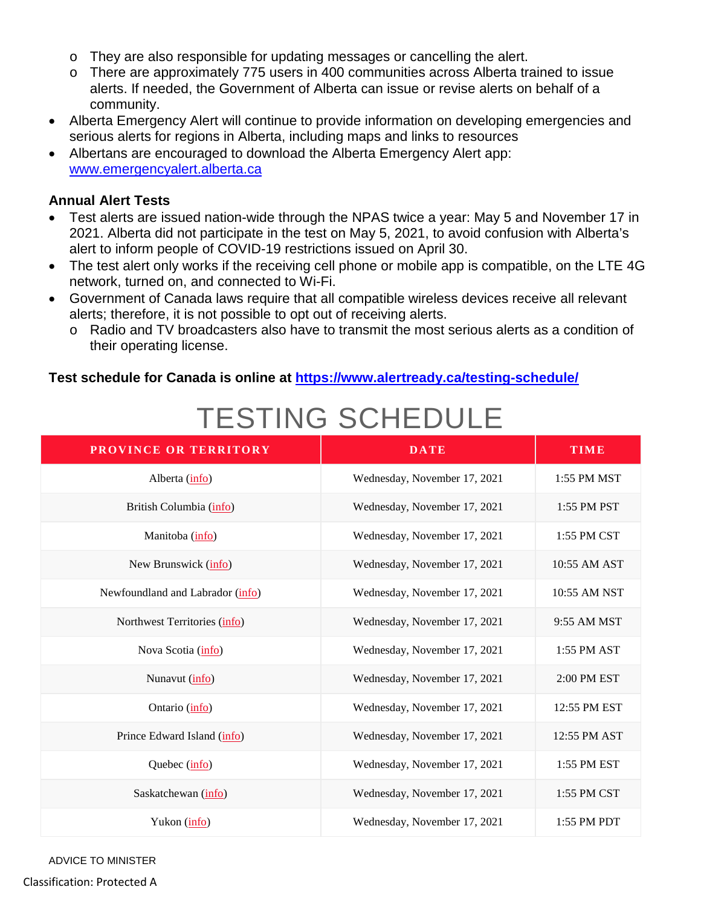- They are also responsible for updating messages or cancelling the alert.
    - There are approximately 775 users in 400 communities across Alberta trained to issue alerts. If needed, the Government of Alberta can issue or revise alerts on behalf of a community.
- Alberta Emergency Alert will continue to provide information on developing emergencies and serious alerts for regions in Alberta, including maps and links to resources
- Albertans are encouraged to download the Alberta Emergency Alert app: www.emergencyalert.alberta.ca

**Annual Alert Tests**

- Test alerts are issued nation-wide through the NPAS twice a year: May 5 and November 17 in 2021. Alberta did not participate in the test on May 5, 2021, to avoid confusion with Alberta's alert to inform people of COVID-19 restrictions issued on April 30.
- The test alert only works if the receiving cell phone or mobile app is compatible, on the LTE 4G network, turned on, and connected to Wi-Fi.
- Government of Canada laws require that all compatible wireless devices receive all relevant alerts; therefore, it is not possible to opt out of receiving alerts.
    - Radio and TV broadcasters also have to transmit the most serious alerts as a condition of their operating license.

**Test schedule for Canada is online at https://www.alertready.ca/testing-schedule/**

# TESTING SCHEDULE

| PROVINCE OR TERRITORY | DATE | TIME |
|---|---|---|
| Alberta (info) | Wednesday, November 17, 2021 | 1:55 PM MST |
| British Columbia (info) | Wednesday, November 17, 2021 | 1:55 PM PST |
| Manitoba (info) | Wednesday, November 17, 2021 | 1:55 PM CST |
| New Brunswick (info) | Wednesday, November 17, 2021 | 10:55 AM AST |
| Newfoundland and Labrador (info) | Wednesday, November 17, 2021 | 10:55 AM NST |
| Northwest Territories (info) | Wednesday, November 17, 2021 | 9:55 AM MST |
| Nova Scotia (info) | Wednesday, November 17, 2021 | 1:55 PM AST |
| Nunavut (info) | Wednesday, November 17, 2021 | 2:00 PM EST |
| Ontario (info) | Wednesday, November 17, 2021 | 12:55 PM EST |
| Prince Edward Island (info) | Wednesday, November 17, 2021 | 12:55 PM AST |
| Quebec (info) | Wednesday, November 17, 2021 | 1:55 PM EST |
| Saskatchewan (info) | Wednesday, November 17, 2021 | 1:55 PM CST |
| Yukon (info) | Wednesday, November 17, 2021 | 1:55 PM PDT |